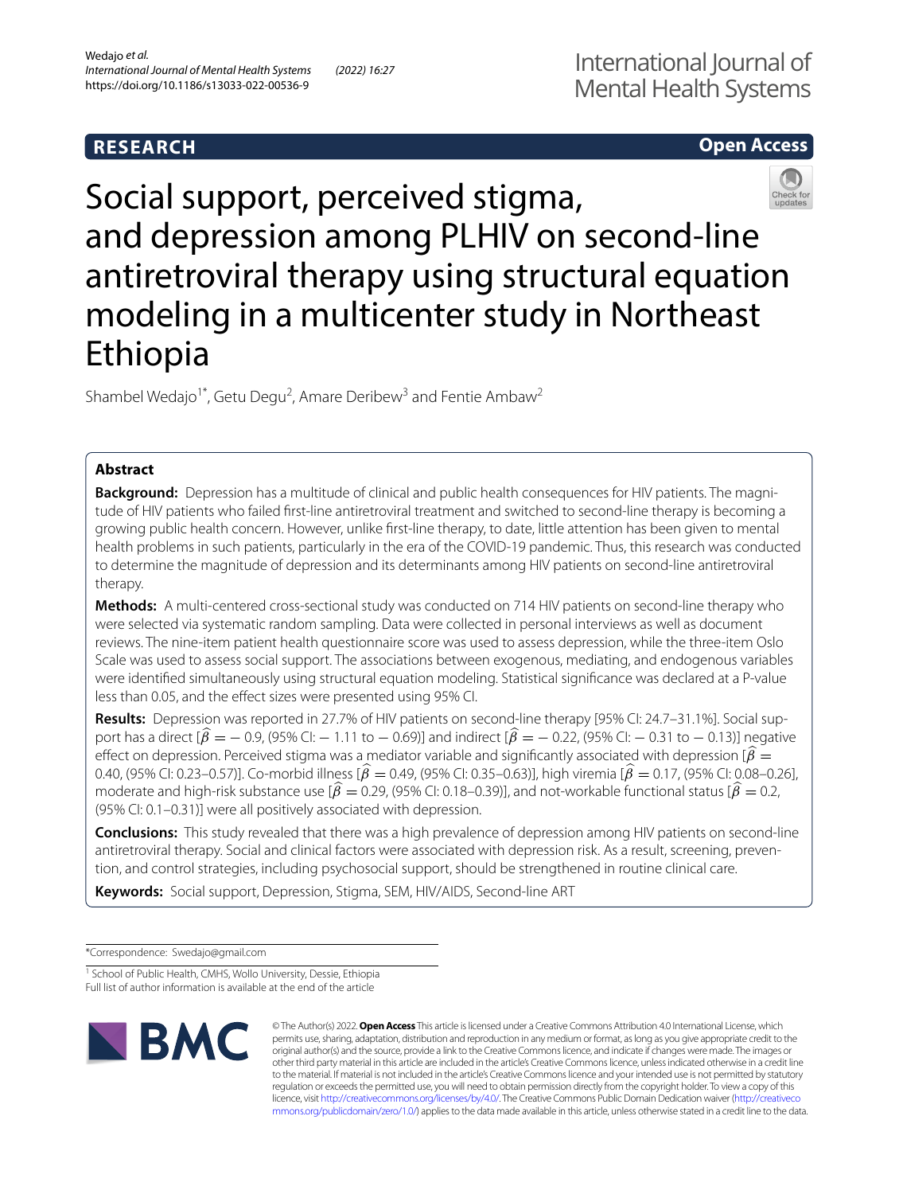RESEARCH

Open Access

# Social support, perceived stigma, and depression among PLHIV on second-line antiretroviral therapy using structural equation modeling in a multicenter study in Northeast Ethiopia

Shambel Wedajo[1*], Getu Degu[2], Amare Deribew[3] and Fentie Ambaw[2]

## Abstract

**Background:** Depression has a multitude of clinical and public health consequences for HIV patients. The magnitude of HIV patients who failed first-line antiretroviral treatment and switched to second-line therapy is becoming a growing public health concern. However, unlike first-line therapy, to date, little attention has been given to mental health problems in such patients, particularly in the era of the COVID-19 pandemic. Thus, this research was conducted to determine the magnitude of depression and its determinants among HIV patients on second-line antiretroviral therapy.

**Methods:** A multi-centered cross-sectional study was conducted on 714 HIV patients on second-line therapy who were selected via systematic random sampling. Data were collected in personal interviews as well as document reviews. The nine-item patient health questionnaire score was used to assess depression, while the three-item Oslo Scale was used to assess social support. The associations between exogenous, mediating, and endogenous variables were identified simultaneously using structural equation modeling. Statistical significance was declared at a P-value less than 0.05, and the effect sizes were presented using 95% CI.

**Results:** Depression was reported in 27.7% of HIV patients on second-line therapy [95% CI: 24.7–31.1%]. Social support has a direct [$\widehat{\beta} = -0.9$, (95% CI: $-1.11$ to $-0.69$)] and indirect [$\widehat{\beta} = -0.22$, (95% CI: $-0.31$ to $-0.13$)] negative effect on depression. Perceived stigma was a mediator variable and significantly associated with depression [$\widehat{\beta} = 0.40$, (95% CI: 0.23–0.57)]. Co-morbid illness [$\widehat{\beta} = 0.49$, (95% CI: 0.35–0.63)], high viremia [$\widehat{\beta} = 0.17$, (95% CI: 0.08–0.26], moderate and high-risk substance use [$\widehat{\beta} = 0.29$, (95% CI: 0.18–0.39)], and not-workable functional status [$\widehat{\beta} = 0.2$, (95% CI: 0.1–0.31)] were all positively associated with depression.

**Conclusions:** This study revealed that there was a high prevalence of depression among HIV patients on second-line antiretroviral therapy. Social and clinical factors were associated with depression risk. As a result, screening, prevention, and control strategies, including psychosocial support, should be strengthened in routine clinical care.

**Keywords:** Social support, Depression, Stigma, SEM, HIV/AIDS, Second-line ART

*Correspondence: Swedajo@gmail.com

[1] School of Public Health, CMHS, Wollo University, Dessie, Ethiopia

Full list of author information is available at the end of the article

© The Author(s) 2022. **Open Access** This article is licensed under a Creative Commons Attribution 4.0 International License, which permits use, sharing, adaptation, distribution and reproduction in any medium or format, as long as you give appropriate credit to the original author(s) and the source, provide a link to the Creative Commons licence, and indicate if changes were made. The images or other third party material in this article are included in the article's Creative Commons licence, unless indicated otherwise in a credit line to the material. If material is not included in the article's Creative Commons licence and your intended use is not permitted by statutory regulation or exceeds the permitted use, you will need to obtain permission directly from the copyright holder. To view a copy of this licence, visit http://creativecommons.org/licenses/by/4.0/. The Creative Commons Public Domain Dedication waiver (http://creativecommons.org/publicdomain/zero/1.0/) applies to the data made available in this article, unless otherwise stated in a credit line to the data.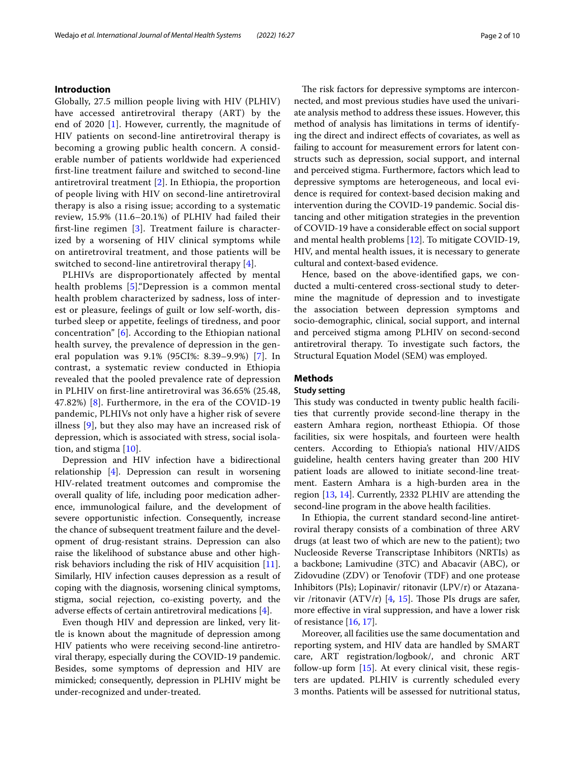## Introduction

Globally, 27.5 million people living with HIV (PLHIV) have accessed antiretroviral therapy (ART) by the end of 2020 [1]. However, currently, the magnitude of HIV patients on second-line antiretroviral therapy is becoming a growing public health concern. A considerable number of patients worldwide had experienced first-line treatment failure and switched to second-line antiretroviral treatment [2]. In Ethiopia, the proportion of people living with HIV on second-line antiretroviral therapy is also a rising issue; according to a systematic review, 15.9% (11.6–20.1%) of PLHIV had failed their first-line regimen [3]. Treatment failure is characterized by a worsening of HIV clinical symptoms while on antiretroviral treatment, and those patients will be switched to second-line antiretroviral therapy [4].

PLHIVs are disproportionately affected by mental health problems [5]."Depression is a common mental health problem characterized by sadness, loss of interest or pleasure, feelings of guilt or low self-worth, disturbed sleep or appetite, feelings of tiredness, and poor concentration" [6]. According to the Ethiopian national health survey, the prevalence of depression in the general population was 9.1% (95CI%: 8.39–9.9%) [7]. In contrast, a systematic review conducted in Ethiopia revealed that the pooled prevalence rate of depression in PLHIV on first-line antiretroviral was 36.65% (25.48, 47.82%) [8]. Furthermore, in the era of the COVID-19 pandemic, PLHIVs not only have a higher risk of severe illness [9], but they also may have an increased risk of depression, which is associated with stress, social isolation, and stigma [10].

Depression and HIV infection have a bidirectional relationship [4]. Depression can result in worsening HIV-related treatment outcomes and compromise the overall quality of life, including poor medication adherence, immunological failure, and the development of severe opportunistic infection. Consequently, increase the chance of subsequent treatment failure and the development of drug-resistant strains. Depression can also raise the likelihood of substance abuse and other high-risk behaviors including the risk of HIV acquisition [11]. Similarly, HIV infection causes depression as a result of coping with the diagnosis, worsening clinical symptoms, stigma, social rejection, co-existing poverty, and the adverse effects of certain antiretroviral medications [4].

Even though HIV and depression are linked, very little is known about the magnitude of depression among HIV patients who were receiving second-line antiretroviral therapy, especially during the COVID-19 pandemic. Besides, some symptoms of depression and HIV are mimicked; consequently, depression in PLHIV might be under-recognized and under-treated.

The risk factors for depressive symptoms are interconnected, and most previous studies have used the univariate analysis method to address these issues. However, this method of analysis has limitations in terms of identifying the direct and indirect effects of covariates, as well as failing to account for measurement errors for latent constructs such as depression, social support, and internal and perceived stigma. Furthermore, factors which lead to depressive symptoms are heterogeneous, and local evidence is required for context-based decision making and intervention during the COVID-19 pandemic. Social distancing and other mitigation strategies in the prevention of COVID-19 have a considerable effect on social support and mental health problems [12]. To mitigate COVID-19, HIV, and mental health issues, it is necessary to generate cultural and context-based evidence.

Hence, based on the above-identified gaps, we conducted a multi-centered cross-sectional study to determine the magnitude of depression and to investigate the association between depression symptoms and socio-demographic, clinical, social support, and internal and perceived stigma among PLHIV on second-second antiretroviral therapy. To investigate such factors, the Structural Equation Model (SEM) was employed.

## Methods

### Study setting

This study was conducted in twenty public health facilities that currently provide second-line therapy in the eastern Amhara region, northeast Ethiopia. Of those facilities, six were hospitals, and fourteen were health centers. According to Ethiopia's national HIV/AIDS guideline, health centers having greater than 200 HIV patient loads are allowed to initiate second-line treatment. Eastern Amhara is a high-burden area in the region [13, 14]. Currently, 2332 PLHIV are attending the second-line program in the above health facilities.

In Ethiopia, the current standard second-line antiretroviral therapy consists of a combination of three ARV drugs (at least two of which are new to the patient); two Nucleoside Reverse Transcriptase Inhibitors (NRTIs) as a backbone; Lamivudine (3TC) and Abacavir (ABC), or Zidovudine (ZDV) or Tenofovir (TDF) and one protease Inhibitors (PIs); Lopinavir/ ritonavir (LPV/r) or Atazanavir /ritonavir (ATV/r) [4, 15]. Those PIs drugs are safer, more effective in viral suppression, and have a lower risk of resistance [16, 17].

Moreover, all facilities use the same documentation and reporting system, and HIV data are handled by SMART care, ART registration/logbook/, and chronic ART follow-up form [15]. At every clinical visit, these registers are updated. PLHIV is currently scheduled every 3 months. Patients will be assessed for nutritional status,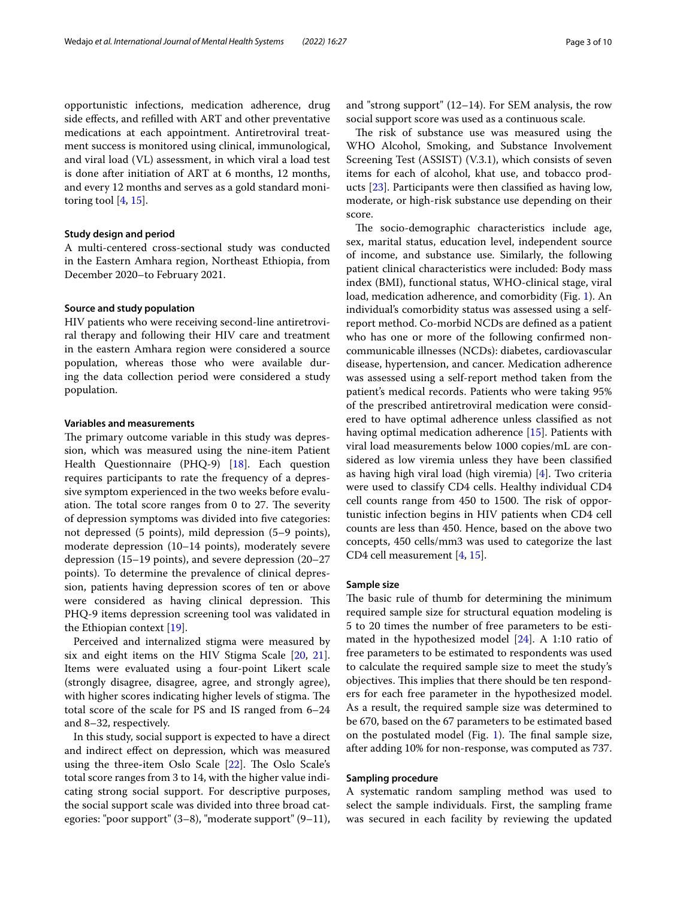opportunistic infections, medication adherence, drug side effects, and refilled with ART and other preventative medications at each appointment. Antiretroviral treatment success is monitored using clinical, immunological, and viral load (VL) assessment, in which viral a load test is done after initiation of ART at 6 months, 12 months, and every 12 months and serves as a gold standard monitoring tool [4, 15].

### Study design and period

A multi-centered cross-sectional study was conducted in the Eastern Amhara region, Northeast Ethiopia, from December 2020–to February 2021.

### Source and study population

HIV patients who were receiving second-line antiretroviral therapy and following their HIV care and treatment in the eastern Amhara region were considered a source population, whereas those who were available during the data collection period were considered a study population.

### Variables and measurements

The primary outcome variable in this study was depression, which was measured using the nine-item Patient Health Questionnaire (PHQ-9) [18]. Each question requires participants to rate the frequency of a depressive symptom experienced in the two weeks before evaluation. The total score ranges from 0 to 27. The severity of depression symptoms was divided into five categories: not depressed (5 points), mild depression (5–9 points), moderate depression (10–14 points), moderately severe depression (15–19 points), and severe depression (20–27 points). To determine the prevalence of clinical depression, patients having depression scores of ten or above were considered as having clinical depression. This PHQ-9 items depression screening tool was validated in the Ethiopian context [19].

Perceived and internalized stigma were measured by six and eight items on the HIV Stigma Scale [20, 21]. Items were evaluated using a four-point Likert scale (strongly disagree, disagree, agree, and strongly agree), with higher scores indicating higher levels of stigma. The total score of the scale for PS and IS ranged from 6–24 and 8–32, respectively.

In this study, social support is expected to have a direct and indirect effect on depression, which was measured using the three-item Oslo Scale [22]. The Oslo Scale's total score ranges from 3 to 14, with the higher value indicating strong social support. For descriptive purposes, the social support scale was divided into three broad categories: "poor support" (3–8), "moderate support" (9–11), and "strong support" (12–14). For SEM analysis, the row social support score was used as a continuous scale.

The risk of substance use was measured using the WHO Alcohol, Smoking, and Substance Involvement Screening Test (ASSIST) (V.3.1), which consists of seven items for each of alcohol, khat use, and tobacco products [23]. Participants were then classified as having low, moderate, or high-risk substance use depending on their score.

The socio-demographic characteristics include age, sex, marital status, education level, independent source of income, and substance use. Similarly, the following patient clinical characteristics were included: Body mass index (BMI), functional status, WHO-clinical stage, viral load, medication adherence, and comorbidity (Fig. 1). An individual's comorbidity status was assessed using a self-report method. Co-morbid NCDs are defined as a patient who has one or more of the following confirmed non-communicable illnesses (NCDs): diabetes, cardiovascular disease, hypertension, and cancer. Medication adherence was assessed using a self-report method taken from the patient's medical records. Patients who were taking 95% of the prescribed antiretroviral medication were considered to have optimal adherence unless classified as not having optimal medication adherence [15]. Patients with viral load measurements below 1000 copies/mL are considered as low viremia unless they have been classified as having high viral load (high viremia) [4]. Two criteria were used to classify CD4 cells. Healthy individual CD4 cell counts range from 450 to 1500. The risk of opportunistic infection begins in HIV patients when CD4 cell counts are less than 450. Hence, based on the above two concepts, 450 cells/mm3 was used to categorize the last CD4 cell measurement [4, 15].

### Sample size

The basic rule of thumb for determining the minimum required sample size for structural equation modeling is 5 to 20 times the number of free parameters to be estimated in the hypothesized model [24]. A 1:10 ratio of free parameters to be estimated to respondents was used to calculate the required sample size to meet the study's objectives. This implies that there should be ten respondents for each free parameter in the hypothesized model. As a result, the required sample size was determined to be 670, based on the 67 parameters to be estimated based on the postulated model (Fig. 1). The final sample size, after adding 10% for non-response, was computed as 737.

### Sampling procedure

A systematic random sampling method was used to select the sample individuals. First, the sampling frame was secured in each facility by reviewing the updated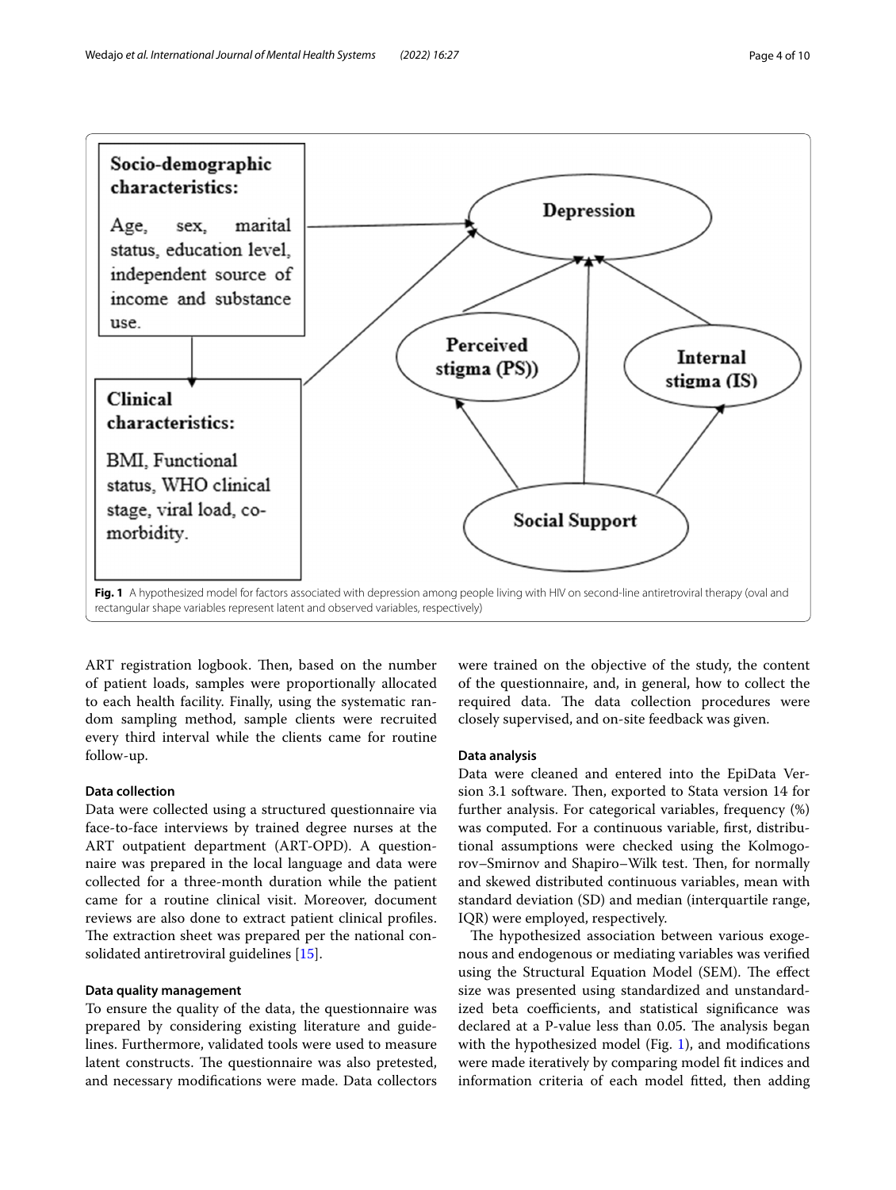**Fig. 1** A hypothesized model for factors associated with depression among people living with HIV on second-line antiretroviral therapy (oval and rectangular shape variables represent latent and observed variables, respectively)

ART registration logbook. Then, based on the number of patient loads, samples were proportionally allocated to each health facility. Finally, using the systematic random sampling method, sample clients were recruited every third interval while the clients came for routine follow-up.

### Data collection

Data were collected using a structured questionnaire via face-to-face interviews by trained degree nurses at the ART outpatient department (ART-OPD). A questionnaire was prepared in the local language and data were collected for a three-month duration while the patient came for a routine clinical visit. Moreover, document reviews are also done to extract patient clinical profiles. The extraction sheet was prepared per the national consolidated antiretroviral guidelines [15].

### Data quality management

To ensure the quality of the data, the questionnaire was prepared by considering existing literature and guidelines. Furthermore, validated tools were used to measure latent constructs. The questionnaire was also pretested, and necessary modifications were made. Data collectors were trained on the objective of the study, the content of the questionnaire, and, in general, how to collect the required data. The data collection procedures were closely supervised, and on-site feedback was given.

### Data analysis

Data were cleaned and entered into the EpiData Version 3.1 software. Then, exported to Stata version 14 for further analysis. For categorical variables, frequency (%) was computed. For a continuous variable, first, distributional assumptions were checked using the Kolmogorov–Smirnov and Shapiro–Wilk test. Then, for normally and skewed distributed continuous variables, mean with standard deviation (SD) and median (interquartile range, IQR) were employed, respectively.

The hypothesized association between various exogenous and endogenous or mediating variables was verified using the Structural Equation Model (SEM). The effect size was presented using standardized and unstandardized beta coefficients, and statistical significance was declared at a P-value less than 0.05. The analysis began with the hypothesized model (Fig. 1), and modifications were made iteratively by comparing model fit indices and information criteria of each model fitted, then adding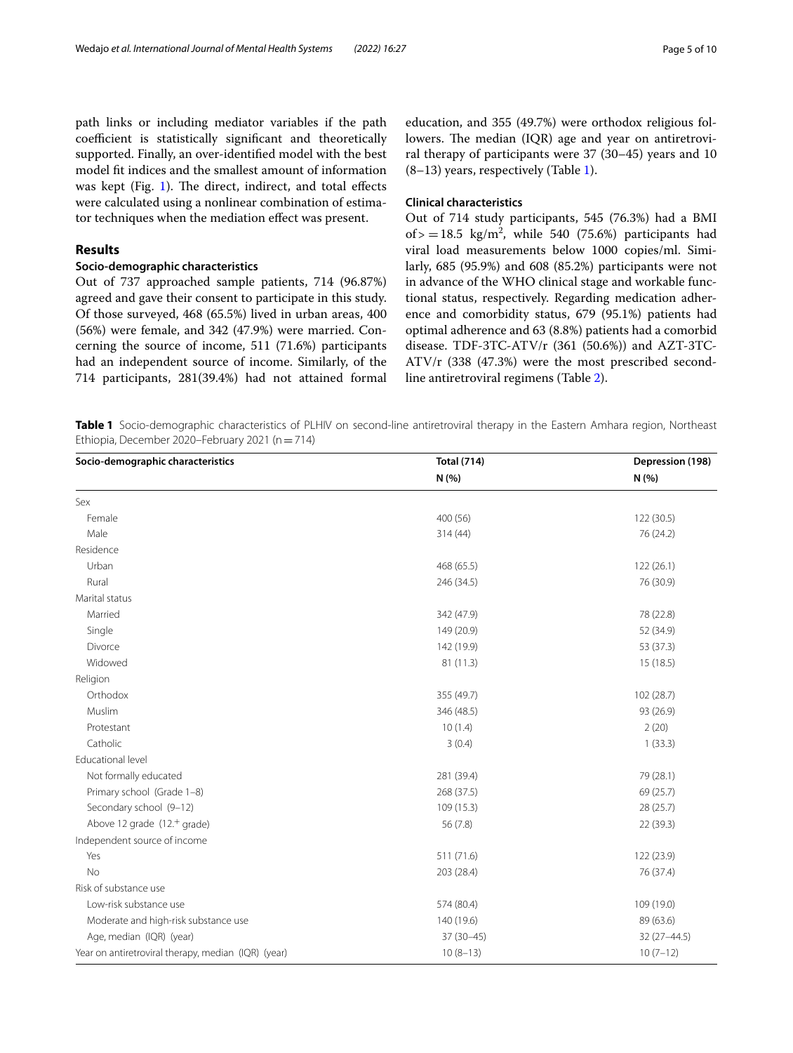path links or including mediator variables if the path coefficient is statistically significant and theoretically supported. Finally, an over-identified model with the best model fit indices and the smallest amount of information was kept (Fig. 1). The direct, indirect, and total effects were calculated using a nonlinear combination of estimator techniques when the mediation effect was present.

## Results

### Socio-demographic characteristics

Out of 737 approached sample patients, 714 (96.87%) agreed and gave their consent to participate in this study. Of those surveyed, 468 (65.5%) lived in urban areas, 400 (56%) were female, and 342 (47.9%) were married. Concerning the source of income, 511 (71.6%) participants had an independent source of income. Similarly, of the 714 participants, 281(39.4%) had not attained formal education, and 355 (49.7%) were orthodox religious followers. The median (IQR) age and year on antiretroviral therapy of participants were 37 (30–45) years and 10 (8–13) years, respectively (Table 1).

### Clinical characteristics

Out of 714 study participants, 545 (76.3%) had a BMI of $>=18.5$ kg/m$^2$, while 540 (75.6%) participants had viral load measurements below 1000 copies/ml. Similarly, 685 (95.9%) and 608 (85.2%) participants were not in advance of the WHO clinical stage and workable functional status, respectively. Regarding medication adherence and comorbidity status, 679 (95.1%) patients had optimal adherence and 63 (8.8%) patients had a comorbid disease. TDF-3TC-ATV/r (361 (50.6%)) and AZT-3TC-ATV/r (338 (47.3%) were the most prescribed second-line antiretroviral regimens (Table 2).

**Table 1** Socio-demographic characteristics of PLHIV on second-line antiretroviral therapy in the Eastern Amhara region, Northeast Ethiopia, December 2020–February 2021 (n = 714)

| Socio-demographic characteristics | Total (714) N (%) | Depression (198) N (%) |
|---|---|---|
| Sex | | |
| Female | 400 (56) | 122 (30.5) |
| Male | 314 (44) | 76 (24.2) |
| Residence | | |
| Urban | 468 (65.5) | 122 (26.1) |
| Rural | 246 (34.5) | 76 (30.9) |
| Marital status | | |
| Married | 342 (47.9) | 78 (22.8) |
| Single | 149 (20.9) | 52 (34.9) |
| Divorce | 142 (19.9) | 53 (37.3) |
| Widowed | 81 (11.3) | 15 (18.5) |
| Religion | | |
| Orthodox | 355 (49.7) | 102 (28.7) |
| Muslim | 346 (48.5) | 93 (26.9) |
| Protestant | 10 (1.4) | 2 (20) |
| Catholic | 3 (0.4) | 1 (33.3) |
| Educational level | | |
| Not formally educated | 281 (39.4) | 79 (28.1) |
| Primary school (Grade 1–8) | 268 (37.5) | 69 (25.7) |
| Secondary school (9–12) | 109 (15.3) | 28 (25.7) |
| Above 12 grade (12.+ grade) | 56 (7.8) | 22 (39.3) |
| Independent source of income | | |
| Yes | 511 (71.6) | 122 (23.9) |
| No | 203 (28.4) | 76 (37.4) |
| Risk of substance use | | |
| Low-risk substance use | 574 (80.4) | 109 (19.0) |
| Moderate and high-risk substance use | 140 (19.6) | 89 (63.6) |
| Age, median (IQR) (year) | 37 (30–45) | 32 (27–44.5) |
| Year on antiretroviral therapy, median (IQR) (year) | 10 (8–13) | 10 (7–12) |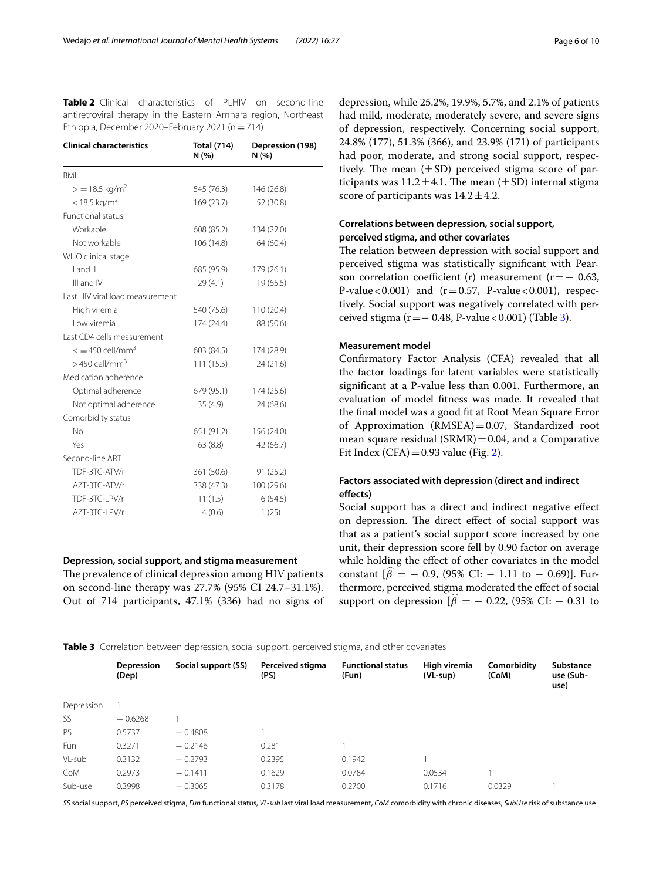**Table 2** Clinical characteristics of PLHIV on second-line antiretroviral therapy in the Eastern Amhara region, Northeast Ethiopia, December 2020–February 2021 (n = 714)

| Clinical characteristics | Total (714) N (%) | Depression (198) N (%) |
|---|---|---|
| BMI | | |
| >= 18.5 kg/m$^2$ | 545 (76.3) | 146 (26.8) |
| < 18.5 kg/m$^2$ | 169 (23.7) | 52 (30.8) |
| Functional status | | |
| Workable | 608 (85.2) | 134 (22.0) |
| Not workable | 106 (14.8) | 64 (60.4) |
| WHO clinical stage | | |
| I and II | 685 (95.9) | 179 (26.1) |
| III and IV | 29 (4.1) | 19 (65.5) |
| Last HIV viral load measurement | | |
| High viremia | 540 (75.6) | 110 (20.4) |
| Low viremia | 174 (24.4) | 88 (50.6) |
| Last CD4 cells measurement | | |
| <= 450 cell/mm$^3$ | 603 (84.5) | 174 (28.9) |
| > 450 cell/mm$^3$ | 111 (15.5) | 24 (21.6) |
| Medication adherence | | |
| Optimal adherence | 679 (95.1) | 174 (25.6) |
| Not optimal adherence | 35 (4.9) | 24 (68.6) |
| Comorbidity status | | |
| No | 651 (91.2) | 156 (24.0) |
| Yes | 63 (8.8) | 42 (66.7) |
| Second-line ART | | |
| TDF-3TC-ATV/r | 361 (50.6) | 91 (25.2) |
| AZT-3TC-ATV/r | 338 (47.3) | 100 (29.6) |
| TDF-3TC-LPV/r | 11 (1.5) | 6 (54.5) |
| AZT-3TC-LPV/r | 4 (0.6) | 1 (25) |

#### Depression, social support, and stigma measurement

The prevalence of clinical depression among HIV patients on second-line therapy was 27.7% (95% CI 24.7–31.1%). Out of 714 participants, 47.1% (336) had no signs of depression, while 25.2%, 19.9%, 5.7%, and 2.1% of patients had mild, moderate, moderately severe, and severe signs of depression, respectively. Concerning social support, 24.8% (177), 51.3% (366), and 23.9% (171) of participants had poor, moderate, and strong social support, respectively. The mean ($\pm$SD) perceived stigma score of participants was $11.2 \pm 4.1$. The mean ($\pm$SD) internal stigma score of participants was $14.2 \pm 4.2$.

#### Correlations between depression, social support, perceived stigma, and other covariates

The relation between depression with social support and perceived stigma was statistically significant with Pearson correlation coefficient (r) measurement ($r = -0.63$, P-value < 0.001) and ($r = 0.57$, P-value < 0.001), respectively. Social support was negatively correlated with perceived stigma ($r = -0.48$, P-value < 0.001) (Table 3).

#### Measurement model

Confirmatory Factor Analysis (CFA) revealed that all the factor loadings for latent variables were statistically significant at a P-value less than 0.001. Furthermore, an evaluation of model fitness was made. It revealed that the final model was a good fit at Root Mean Square Error of Approximation (RMSEA) = 0.07, Standardized root mean square residual (SRMR) = 0.04, and a Comparative Fit Index (CFA) = 0.93 value (Fig. 2).

#### Factors associated with depression (direct and indirect effects)

Social support has a direct and indirect negative effect on depression. The direct effect of social support was that as a patient's social support score increased by one unit, their depression score fell by 0.90 factor on average while holding the effect of other covariates in the model constant [$\hat{\beta} = -0.9$, (95% CI: $-1.11$ to $-0.69$)]. Furthermore, perceived stigma moderated the effect of social support on depression [$\hat{\beta} = -0.22$, (95% CI: $-0.31$ to

**Table 3** Correlation between depression, social support, perceived stigma, and other covariates

| | Depression (Dep) | Social support (SS) | Perceived stigma (PS) | Functional status (Fun) | High viremia (VL-sup) | Comorbidity (CoM) | Substance use (Sub-use) |
|---|---|---|---|---|---|---|---|
| Depression | 1 | | | | | | |
| SS | −0.6268 | 1 | | | | | |
| PS | 0.5737 | −0.4808 | 1 | | | | |
| Fun | 0.3271 | −0.2146 | 0.281 | 1 | | | |
| VL-sub | 0.3132 | −0.2793 | 0.2395 | 0.1942 | 1 | | |
| CoM | 0.2973 | −0.1411 | 0.1629 | 0.0784 | 0.0534 | 1 | |
| Sub-use | 0.3998 | −0.3065 | 0.3178 | 0.2700 | 0.1716 | 0.0329 | 1 |

*SS* social support, *PS* perceived stigma, *Fun* functional status, *VL-sub* last viral load measurement, *CoM* comorbidity with chronic diseases, *SubUse* risk of substance use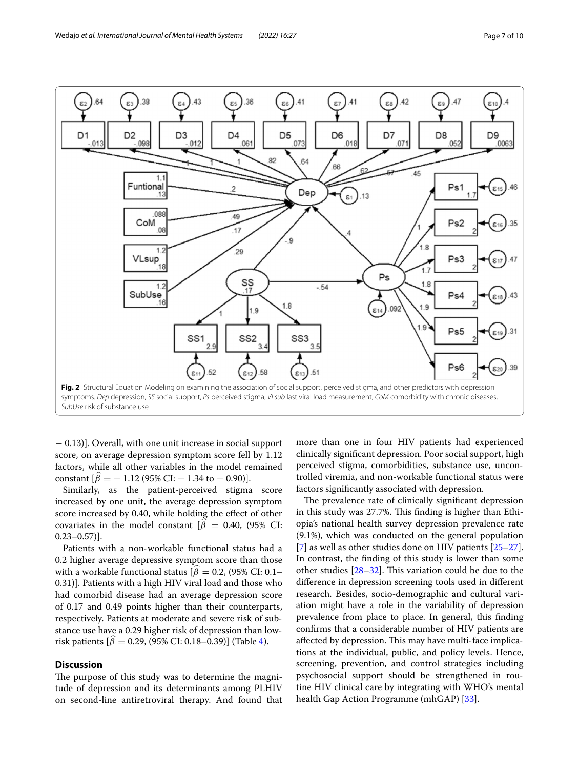Fig. 2 Structural Equation Modeling on examining the association of social support, perceived stigma, and other predictors with depression symptoms. *Dep* depression, *SS* social support, *Ps* perceived stigma, *VLsub* last viral load measurement, *CoM* comorbidity with chronic diseases, *SubUse* risk of substance use

− 0.13)]. Overall, with one unit increase in social support score, on average depression symptom score fell by 1.12 factors, while all other variables in the model remained constant [$\widehat{\beta} = -1.12$ (95% CI: − 1.34 to − 0.90)].

Similarly, as the patient-perceived stigma score increased by one unit, the average depression symptom score increased by 0.40, while holding the effect of other covariates in the model constant [$\widehat{\beta} = 0.40$, (95% CI: 0.23–0.57)].

Patients with a non-workable functional status had a 0.2 higher average depressive symptom score than those with a workable functional status [$\widehat{\beta} = 0.2$, (95% CI: 0.1–0.31)]. Patients with a high HIV viral load and those who had comorbid disease had an average depression score of 0.17 and 0.49 points higher than their counterparts, respectively. Patients at moderate and severe risk of substance use have a 0.29 higher risk of depression than low-risk patients [$\widehat{\beta} = 0.29$, (95% CI: 0.18–0.39)] (Table 4).

## Discussion

The purpose of this study was to determine the magnitude of depression and its determinants among PLHIV on second-line antiretroviral therapy. And found that more than one in four HIV patients had experienced clinically significant depression. Poor social support, high perceived stigma, comorbidities, substance use, uncontrolled viremia, and non-workable functional status were factors significantly associated with depression.

The prevalence rate of clinically significant depression in this study was 27.7%. This finding is higher than Ethiopia's national health survey depression prevalence rate (9.1%), which was conducted on the general population [7] as well as other studies done on HIV patients [25–27]. In contrast, the finding of this study is lower than some other studies [28–32]. This variation could be due to the difference in depression screening tools used in different research. Besides, socio-demographic and cultural variation might have a role in the variability of depression prevalence from place to place. In general, this finding confirms that a considerable number of HIV patients are affected by depression. This may have multi-face implications at the individual, public, and policy levels. Hence, screening, prevention, and control strategies including psychosocial support should be strengthened in routine HIV clinical care by integrating with WHO's mental health Gap Action Programme (mhGAP) [33].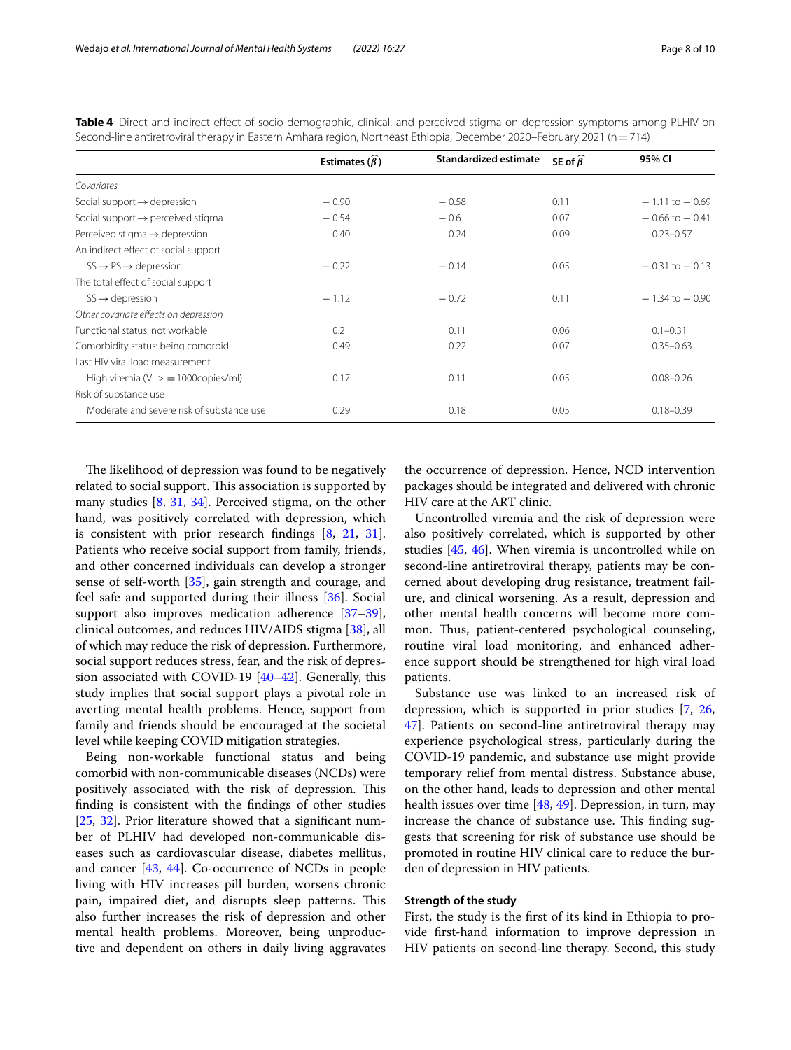**Table 4** Direct and indirect effect of socio-demographic, clinical, and perceived stigma on depression symptoms among PLHIV on Second-line antiretroviral therapy in Eastern Amhara region, Northeast Ethiopia, December 2020–February 2021 (n = 714)

| | Estimates ($\widehat{\beta}$) | Standardized estimate | SE of $\widehat{\beta}$ | 95% CI |
|---|---|---|---|---|
| *Covariates* | | | | |
| Social support → depression | − 0.90 | − 0.58 | 0.11 | − 1.11 to − 0.69 |
| Social support → perceived stigma | − 0.54 | − 0.6 | 0.07 | − 0.66 to − 0.41 |
| Perceived stigma → depression | 0.40 | 0.24 | 0.09 | 0.23–0.57 |
| An indirect effect of social support | | | | |
| SS → PS → depression | − 0.22 | − 0.14 | 0.05 | − 0.31 to − 0.13 |
| The total effect of social support | | | | |
| SS → depression | − 1.12 | − 0.72 | 0.11 | − 1.34 to − 0.90 |
| *Other covariate effects on depression* | | | | |
| Functional status: not workable | 0.2 | 0.11 | 0.06 | 0.1–0.31 |
| Comorbidity status: being comorbid | 0.49 | 0.22 | 0.07 | 0.35–0.63 |
| Last HIV viral load measurement | | | | |
| High viremia (VL > = 1000copies/ml) | 0.17 | 0.11 | 0.05 | 0.08–0.26 |
| Risk of substance use | | | | |
| Moderate and severe risk of substance use | 0.29 | 0.18 | 0.05 | 0.18–0.39 |

The likelihood of depression was found to be negatively related to social support. This association is supported by many studies [8, 31, 34]. Perceived stigma, on the other hand, was positively correlated with depression, which is consistent with prior research findings [8, 21, 31]. Patients who receive social support from family, friends, and other concerned individuals can develop a stronger sense of self-worth [35], gain strength and courage, and feel safe and supported during their illness [36]. Social support also improves medication adherence [37–39], clinical outcomes, and reduces HIV/AIDS stigma [38], all of which may reduce the risk of depression. Furthermore, social support reduces stress, fear, and the risk of depression associated with COVID-19 [40–42]. Generally, this study implies that social support plays a pivotal role in averting mental health problems. Hence, support from family and friends should be encouraged at the societal level while keeping COVID mitigation strategies.

Being non-workable functional status and being comorbid with non-communicable diseases (NCDs) were positively associated with the risk of depression. This finding is consistent with the findings of other studies [25, 32]. Prior literature showed that a significant number of PLHIV had developed non-communicable diseases such as cardiovascular disease, diabetes mellitus, and cancer [43, 44]. Co-occurrence of NCDs in people living with HIV increases pill burden, worsens chronic pain, impaired diet, and disrupts sleep patterns. This also further increases the risk of depression and other mental health problems. Moreover, being unproductive and dependent on others in daily living aggravates the occurrence of depression. Hence, NCD intervention packages should be integrated and delivered with chronic HIV care at the ART clinic.

Uncontrolled viremia and the risk of depression were also positively correlated, which is supported by other studies [45, 46]. When viremia is uncontrolled while on second-line antiretroviral therapy, patients may be concerned about developing drug resistance, treatment failure, and clinical worsening. As a result, depression and other mental health concerns will become more common. Thus, patient-centered psychological counseling, routine viral load monitoring, and enhanced adherence support should be strengthened for high viral load patients.

Substance use was linked to an increased risk of depression, which is supported in prior studies [7, 26, 47]. Patients on second-line antiretroviral therapy may experience psychological stress, particularly during the COVID-19 pandemic, and substance use might provide temporary relief from mental distress. Substance abuse, on the other hand, leads to depression and other mental health issues over time [48, 49]. Depression, in turn, may increase the chance of substance use. This finding suggests that screening for risk of substance use should be promoted in routine HIV clinical care to reduce the burden of depression in HIV patients.

#### Strength of the study

First, the study is the first of its kind in Ethiopia to provide first-hand information to improve depression in HIV patients on second-line therapy. Second, this study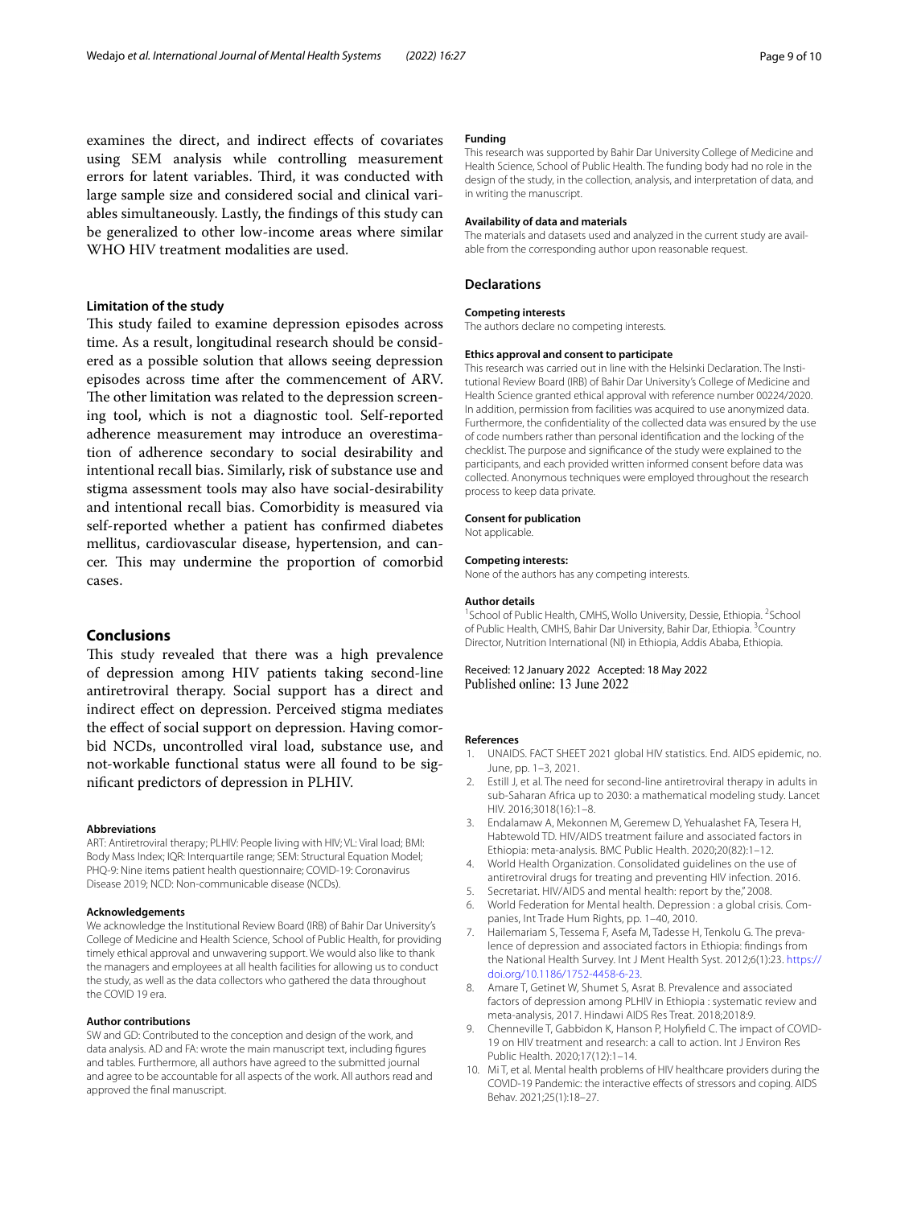examines the direct, and indirect effects of covariates using SEM analysis while controlling measurement errors for latent variables. Third, it was conducted with large sample size and considered social and clinical variables simultaneously. Lastly, the findings of this study can be generalized to other low-income areas where similar WHO HIV treatment modalities are used.

### Limitation of the study

This study failed to examine depression episodes across time. As a result, longitudinal research should be considered as a possible solution that allows seeing depression episodes across time after the commencement of ARV. The other limitation was related to the depression screening tool, which is not a diagnostic tool. Self-reported adherence measurement may introduce an overestimation of adherence secondary to social desirability and intentional recall bias. Similarly, risk of substance use and stigma assessment tools may also have social-desirability and intentional recall bias. Comorbidity is measured via self-reported whether a patient has confirmed diabetes mellitus, cardiovascular disease, hypertension, and cancer. This may undermine the proportion of comorbid cases.

## Conclusions

This study revealed that there was a high prevalence of depression among HIV patients taking second-line antiretroviral therapy. Social support has a direct and indirect effect on depression. Perceived stigma mediates the effect of social support on depression. Having comorbid NCDs, uncontrolled viral load, substance use, and not-workable functional status were all found to be significant predictors of depression in PLHIV.

#### Abbreviations

ART: Antiretroviral therapy; PLHIV: People living with HIV; VL: Viral load; BMI: Body Mass Index; IQR: Interquartile range; SEM: Structural Equation Model; PHQ-9: Nine items patient health questionnaire; COVID-19: Coronavirus Disease 2019; NCD: Non-communicable disease (NCDs).

#### Acknowledgements

We acknowledge the Institutional Review Board (IRB) of Bahir Dar University's College of Medicine and Health Science, School of Public Health, for providing timely ethical approval and unwavering support. We would also like to thank the managers and employees at all health facilities for allowing us to conduct the study, as well as the data collectors who gathered the data throughout the COVID 19 era.

#### Author contributions

SW and GD: Contributed to the conception and design of the work, and data analysis. AD and FA: wrote the main manuscript text, including figures and tables. Furthermore, all authors have agreed to the submitted journal and agree to be accountable for all aspects of the work. All authors read and approved the final manuscript.

#### Funding

This research was supported by Bahir Dar University College of Medicine and Health Science, School of Public Health. The funding body had no role in the design of the study, in the collection, analysis, and interpretation of data, and in writing the manuscript.

#### Availability of data and materials

The materials and datasets used and analyzed in the current study are available from the corresponding author upon reasonable request.

### Declarations

#### Competing interests

The authors declare no competing interests.

#### Ethics approval and consent to participate

This research was carried out in line with the Helsinki Declaration. The Institutional Review Board (IRB) of Bahir Dar University's College of Medicine and Health Science granted ethical approval with reference number 00224/2020. In addition, permission from facilities was acquired to use anonymized data. Furthermore, the confidentiality of the collected data was ensured by the use of code numbers rather than personal identification and the locking of the checklist. The purpose and significance of the study were explained to the participants, and each provided written informed consent before data was collected. Anonymous techniques were employed throughout the research process to keep data private.

#### Consent for publication

Not applicable.

#### Competing interests:

None of the authors has any competing interests.

#### Author details

[1]School of Public Health, CMHS, Wollo University, Dessie, Ethiopia. [2]School of Public Health, CMHS, Bahir Dar University, Bahir Dar, Ethiopia. [3]Country Director, Nutrition International (NI) in Ethiopia, Addis Ababa, Ethiopia.

Received: 12 January 2022 Accepted: 18 May 2022
Published online: 13 June 2022

#### References

1. UNAIDS. FACT SHEET 2021 global HIV statistics. End. AIDS epidemic, no. June, pp. 1–3, 2021.
2. Estill J, et al. The need for second-line antiretroviral therapy in adults in sub-Saharan Africa up to 2030: a mathematical modeling study. Lancet HIV. 2016;3018(16):1–8.
3. Endalamaw A, Mekonnen M, Geremew D, Yehualashet FA, Tesera H, Habtewold TD. HIV/AIDS treatment failure and associated factors in Ethiopia: meta-analysis. BMC Public Health. 2020;20(82):1–12.
4. World Health Organization. Consolidated guidelines on the use of antiretroviral drugs for treating and preventing HIV infection. 2016.
5. Secretariat. HIV/AIDS and mental health: report by the," 2008.
6. World Federation for Mental health. Depression : a global crisis. Companies, Int Trade Hum Rights, pp. 1–40, 2010.
7. Hailemariam S, Tessema F, Asefa M, Tadesse H, Tenkolu G. The prevalence of depression and associated factors in Ethiopia: findings from the National Health Survey. Int J Ment Health Syst. 2012;6(1):23. https://doi.org/10.1186/1752-4458-6-23.
8. Amare T, Getinet W, Shumet S, Asrat B. Prevalence and associated factors of depression among PLHIV in Ethiopia : systematic review and meta-analysis, 2017. Hindawi AIDS Res Treat. 2018;2018:9.
9. Chenneville T, Gabbidon K, Hanson P, Holyfield C. The impact of COVID-19 on HIV treatment and research: a call to action. Int J Environ Res Public Health. 2020;17(12):1–14.
10. Mi T, et al. Mental health problems of HIV healthcare providers during the COVID-19 Pandemic: the interactive effects of stressors and coping. AIDS Behav. 2021;25(1):18–27.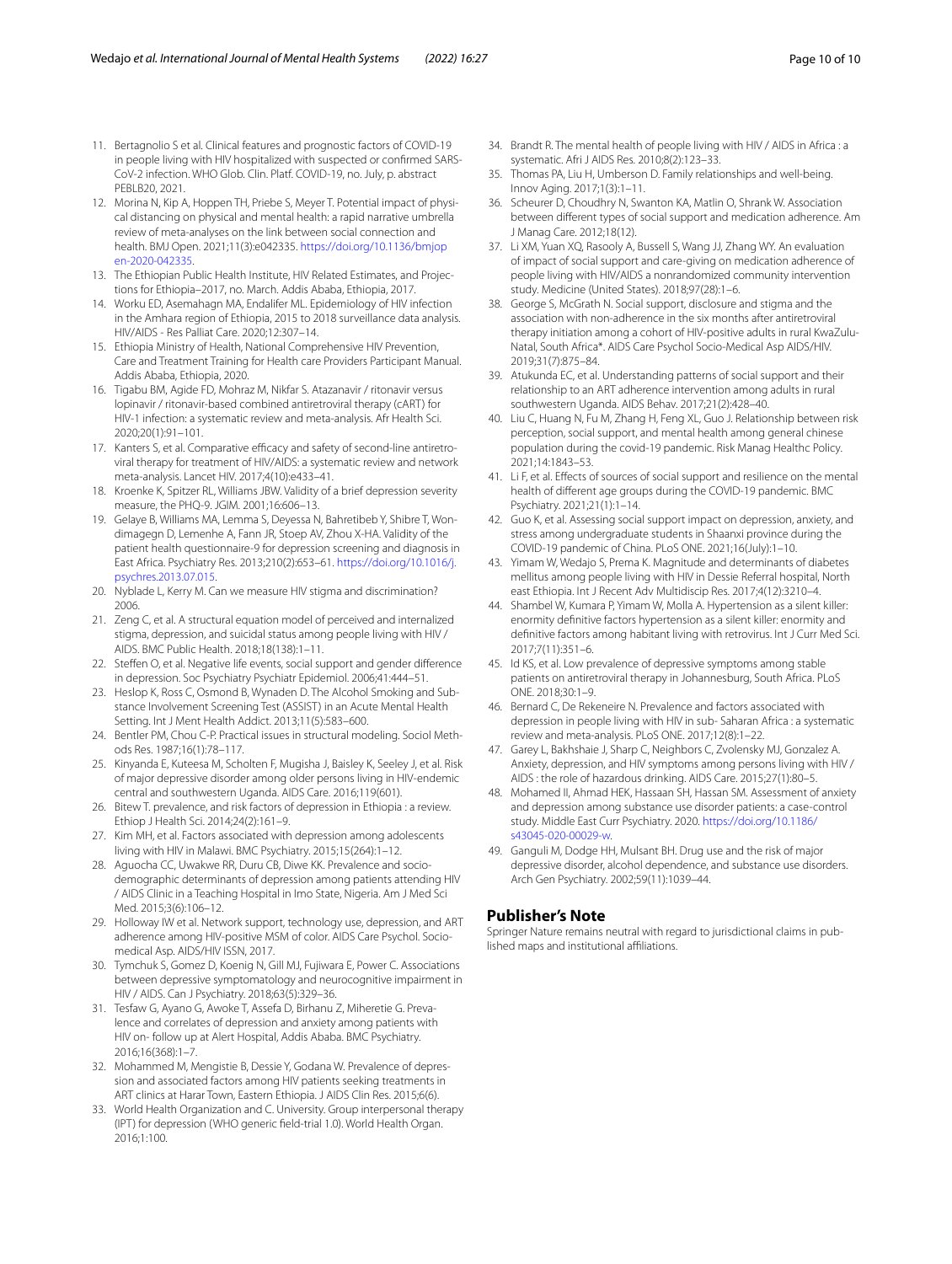11. Bertagnolio S et al. Clinical features and prognostic factors of COVID-19 in people living with HIV hospitalized with suspected or confirmed SARS-CoV-2 infection. WHO Glob. Clin. Platf. COVID-19, no. July, p. abstract PEBLB20, 2021.
12. Morina N, Kip A, Hoppen TH, Priebe S, Meyer T. Potential impact of physical distancing on physical and mental health: a rapid narrative umbrella review of meta-analyses on the link between social connection and health. BMJ Open. 2021;11(3):e042335. https://doi.org/10.1136/bmjopen-2020-042335.
13. The Ethiopian Public Health Institute, HIV Related Estimates, and Projections for Ethiopia–2017, no. March. Addis Ababa, Ethiopia, 2017.
14. Worku ED, Asemahagn MA, Endalifer ML. Epidemiology of HIV infection in the Amhara region of Ethiopia, 2015 to 2018 surveillance data analysis. HIV/AIDS - Res Palliat Care. 2020;12:307–14.
15. Ethiopia Ministry of Health, National Comprehensive HIV Prevention, Care and Treatment Training for Health care Providers Participant Manual. Addis Ababa, Ethiopia, 2020.
16. Tigabu BM, Agide FD, Mohraz M, Nikfar S. Atazanavir / ritonavir versus lopinavir / ritonavir-based combined antiretroviral therapy (cART) for HIV-1 infection: a systematic review and meta-analysis. Afr Health Sci. 2020;20(1):91–101.
17. Kanters S, et al. Comparative efficacy and safety of second-line antiretroviral therapy for treatment of HIV/AIDS: a systematic review and network meta-analysis. Lancet HIV. 2017;4(10):e433–41.
18. Kroenke K, Spitzer RL, Williams JBW. Validity of a brief depression severity measure, the PHQ-9. JGIM. 2001;16:606–13.
19. Gelaye B, Williams MA, Lemma S, Deyessa N, Bahretibeb Y, Shibre T, Wondimagegn D, Lemenhe A, Fann JR, Stoep AV, Zhou X-HA. Validity of the patient health questionnaire-9 for depression screening and diagnosis in East Africa. Psychiatry Res. 2013;210(2):653–61. https://doi.org/10.1016/j.psychres.2013.07.015.
20. Nyblade L, Kerry M. Can we measure HIV stigma and discrimination? 2006.
21. Zeng C, et al. A structural equation model of perceived and internalized stigma, depression, and suicidal status among people living with HIV / AIDS. BMC Public Health. 2018;18(138):1–11.
22. Steffen O, et al. Negative life events, social support and gender difference in depression. Soc Psychiatry Psychiatr Epidemiol. 2006;41:444–51.
23. Heslop K, Ross C, Osmond B, Wynaden D. The Alcohol Smoking and Substance Involvement Screening Test (ASSIST) in an Acute Mental Health Setting. Int J Ment Health Addict. 2013;11(5):583–600.
24. Bentler PM, Chou C-P. Practical issues in structural modeling. Sociol Methods Res. 1987;16(1):78–117.
25. Kinyanda E, Kuteesa M, Scholten F, Mugisha J, Baisley K, Seeley J, et al. Risk of major depressive disorder among older persons living in HIV-endemic central and southwestern Uganda. AIDS Care. 2016;119(601).
26. Bitew T. prevalence, and risk factors of depression in Ethiopia : a review. Ethiop J Health Sci. 2014;24(2):161–9.
27. Kim MH, et al. Factors associated with depression among adolescents living with HIV in Malawi. BMC Psychiatry. 2015;15(264):1–12.
28. Aguocha CC, Uwakwe RR, Duru CB, Diwe KK. Prevalence and sociodemographic determinants of depression among patients attending HIV / AIDS Clinic in a Teaching Hospital in Imo State, Nigeria. Am J Med Sci Med. 2015;3(6):106–12.
29. Holloway IW et al. Network support, technology use, depression, and ART adherence among HIV-positive MSM of color. AIDS Care Psychol. Sociomedical Asp. AIDS/HIV ISSN, 2017.
30. Tymchuk S, Gomez D, Koenig N, Gill MJ, Fujiwara E, Power C. Associations between depressive symptomatology and neurocognitive impairment in HIV / AIDS. Can J Psychiatry. 2018;63(5):329–36.
31. Tesfaw G, Ayano G, Awoke T, Assefa D, Birhanu Z, Miheretie G. Prevalence and correlates of depression and anxiety among patients with HIV on- follow up at Alert Hospital, Addis Ababa. BMC Psychiatry. 2016;16(368):1–7.
32. Mohammed M, Mengistie B, Dessie Y, Godana W. Prevalence of depression and associated factors among HIV patients seeking treatments in ART clinics at Harar Town, Eastern Ethiopia. J AIDS Clin Res. 2015;6(6).
33. World Health Organization and C. University. Group interpersonal therapy (IPT) for depression (WHO generic field-trial 1.0). World Health Organ. 2016;1:100.
34. Brandt R. The mental health of people living with HIV / AIDS in Africa : a systematic. Afri J AIDS Res. 2010;8(2):123–33.
35. Thomas PA, Liu H, Umberson D. Family relationships and well-being. Innov Aging. 2017;1(3):1–11.
36. Scheurer D, Choudhry N, Swanton KA, Matlin O, Shrank W. Association between different types of social support and medication adherence. Am J Manag Care. 2012;18(12).
37. Li XM, Yuan XQ, Rasooly A, Bussell S, Wang JJ, Zhang WY. An evaluation of impact of social support and care-giving on medication adherence of people living with HIV/AIDS a nonrandomized community intervention study. Medicine (United States). 2018;97(28):1–6.
38. George S, McGrath N. Social support, disclosure and stigma and the association with non-adherence in the six months after antiretroviral therapy initiation among a cohort of HIV-positive adults in rural KwaZulu-Natal, South Africa*. AIDS Care Psychol Socio-Medical Asp AIDS/HIV. 2019;31(7):875–84.
39. Atukunda EC, et al. Understanding patterns of social support and their relationship to an ART adherence intervention among adults in rural southwestern Uganda. AIDS Behav. 2017;21(2):428–40.
40. Liu C, Huang N, Fu M, Zhang H, Feng XL, Guo J. Relationship between risk perception, social support, and mental health among general chinese population during the covid-19 pandemic. Risk Manag Healthc Policy. 2021;14:1843–53.
41. Li F, et al. Effects of sources of social support and resilience on the mental health of different age groups during the COVID-19 pandemic. BMC Psychiatry. 2021;21(1):1–14.
42. Guo K, et al. Assessing social support impact on depression, anxiety, and stress among undergraduate students in Shaanxi province during the COVID-19 pandemic of China. PLoS ONE. 2021;16(July):1–10.
43. Yimam W, Wedajo S, Prema K. Magnitude and determinants of diabetes mellitus among people living with HIV in Dessie Referral hospital, North east Ethiopia. Int J Recent Adv Multidiscip Res. 2017;4(12):3210–4.
44. Shambel W, Kumara P, Yimam W, Molla A. Hypertension as a silent killer: enormity definitive factors hypertension as a silent killer: enormity and definitive factors among habitant living with retrovirus. Int J Curr Med Sci. 2017;7(11):351–6.
45. Id KS, et al. Low prevalence of depressive symptoms among stable patients on antiretroviral therapy in Johannesburg, South Africa. PLoS ONE. 2018;30:1–9.
46. Bernard C, De Rekeneire N. Prevalence and factors associated with depression in people living with HIV in sub- Saharan Africa : a systematic review and meta-analysis. PLoS ONE. 2017;12(8):1–22.
47. Garey L, Bakhshaie J, Sharp C, Neighbors C, Zvolensky MJ, Gonzalez A. Anxiety, depression, and HIV symptoms among persons living with HIV / AIDS : the role of hazardous drinking. AIDS Care. 2015;27(1):80–5.
48. Mohamed II, Ahmad HEK, Hassaan SH, Hassan SM. Assessment of anxiety and depression among substance use disorder patients: a case-control study. Middle East Curr Psychiatry. 2020. https://doi.org/10.1186/s43045-020-00029-w.
49. Ganguli M, Dodge HH, Mulsant BH. Drug use and the risk of major depressive disorder, alcohol dependence, and substance use disorders. Arch Gen Psychiatry. 2002;59(11):1039–44.

## Publisher's Note

Springer Nature remains neutral with regard to jurisdictional claims in published maps and institutional affiliations.